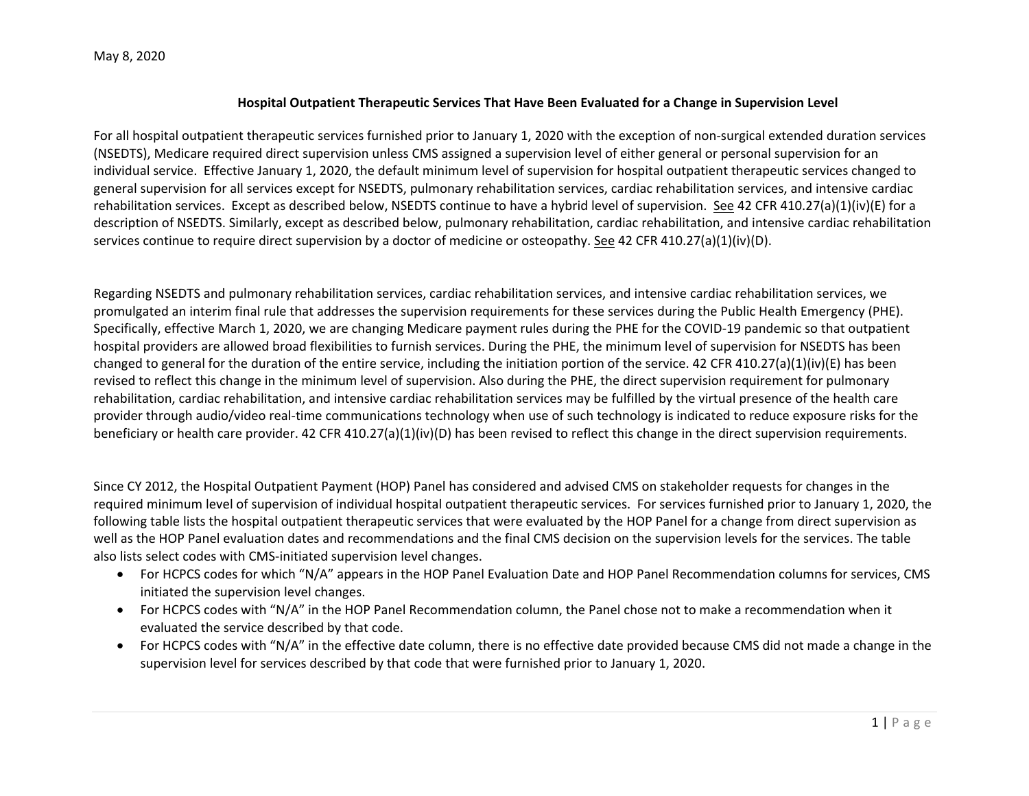May 8, 2020

**Hospital Outpatient Therapeutic Services That Have Been Evaluated for a Change in Supervision Level**

For all hospital outpatient therapeutic services furnished prior to January 1, 2020 with the exception of non-surgical extended duration services (NSEDTS), Medicare required direct supervision unless CMS assigned a supervision level of either general or personal supervision for an individual service. Effective January 1, 2020, the default minimum level of supervision for hospital outpatient therapeutic services changed to general supervision for all services except for NSEDTS, pulmonary rehabilitation services, cardiac rehabilitation services, and intensive cardiac rehabilitation services. Except as described below, NSEDTS continue to have a hybrid level of supervision. See 42 CFR 410.27(a)(1)(iv)(E) for a description of NSEDTS. Similarly, except as described below, pulmonary rehabilitation, cardiac rehabilitation, and intensive cardiac rehabilitation services continue to require direct supervision by a doctor of medicine or osteopathy. See 42 CFR 410.27(a)(1)(iv)(D).

Regarding NSEDTS and pulmonary rehabilitation services, cardiac rehabilitation services, and intensive cardiac rehabilitation services, we promulgated an interim final rule that addresses the supervision requirements for these services during the Public Health Emergency (PHE). Specifically, effective March 1, 2020, we are changing Medicare payment rules during the PHE for the COVID-19 pandemic so that outpatient hospital providers are allowed broad flexibilities to furnish services. During the PHE, the minimum level of supervision for NSEDTS has been changed to general for the duration of the entire service, including the initiation portion of the service. 42 CFR 410.27(a)(1)(iv)(E) has been revised to reflect this change in the minimum level of supervision. Also during the PHE, the direct supervision requirement for pulmonary rehabilitation, cardiac rehabilitation, and intensive cardiac rehabilitation services may be fulfilled by the virtual presence of the health care provider through audio/video real-time communications technology when use of such technology is indicated to reduce exposure risks for the beneficiary or health care provider. 42 CFR 410.27(a)(1)(iv)(D) has been revised to reflect this change in the direct supervision requirements.

Since CY 2012, the Hospital Outpatient Payment (HOP) Panel has considered and advised CMS on stakeholder requests for changes in the required minimum level of supervision of individual hospital outpatient therapeutic services. For services furnished prior to January 1, 2020, the following table lists the hospital outpatient therapeutic services that were evaluated by the HOP Panel for a change from direct supervision as well as the HOP Panel evaluation dates and recommendations and the final CMS decision on the supervision levels for the services. The table also lists select codes with CMS-initiated supervision level changes.

- For HCPCS codes for which "N/A" appears in the HOP Panel Evaluation Date and HOP Panel Recommendation columns for services, CMS initiated the supervision level changes.
- For HCPCS codes with "N/A" in the HOP Panel Recommendation column, the Panel chose not to make a recommendation when it evaluated the service described by that code.
- For HCPCS codes with "N/A" in the effective date column, there is no effective date provided because CMS did not made a change in the supervision level for services described by that code that were furnished prior to January 1, 2020.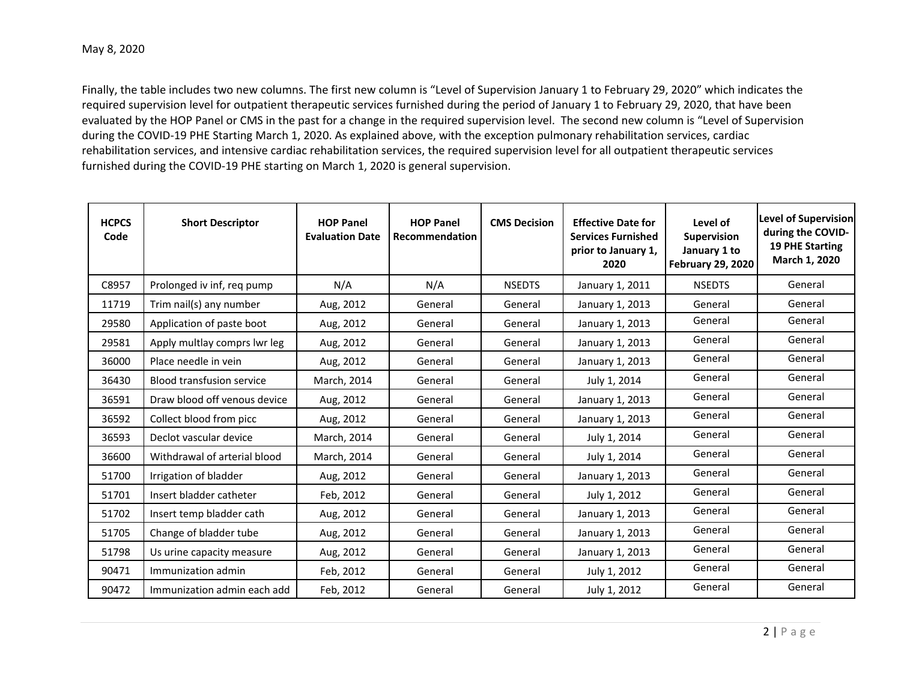May 8, 2020

Finally, the table includes two new columns. The first new column is “Level of Supervision January 1 to February 29, 2020” which indicates the required supervision level for outpatient therapeutic services furnished during the period of January 1 to February 29, 2020, that have been evaluated by the HOP Panel or CMS in the past for a change in the required supervision level. The second new column is “Level of Supervision during the COVID-19 PHE Starting March 1, 2020. As explained above, with the exception pulmonary rehabilitation services, cardiac rehabilitation services, and intensive cardiac rehabilitation services, the required supervision level for all outpatient therapeutic services furnished during the COVID-19 PHE starting on March 1, 2020 is general supervision.

| HCPCS Code | Short Descriptor | HOP Panel Evaluation Date | HOP Panel Recommendation | CMS Decision | Effective Date for Services Furnished prior to January 1, 2020 | Level of Supervision January 1 to February 29, 2020 | Level of Supervision during the COVID-19 PHE Starting March 1, 2020 |
|---|---|---|---|---|---|---|---|
| C8957 | Prolonged iv inf, req pump | N/A | N/A | NSEDTS | January 1, 2011 | NSEDTS | General |
| 11719 | Trim nail(s) any number | Aug, 2012 | General | General | January 1, 2013 | General | General |
| 29580 | Application of paste boot | Aug, 2012 | General | General | January 1, 2013 | General | General |
| 29581 | Apply multlay comprs lwr leg | Aug, 2012 | General | General | January 1, 2013 | General | General |
| 36000 | Place needle in vein | Aug, 2012 | General | General | January 1, 2013 | General | General |
| 36430 | Blood transfusion service | March, 2014 | General | General | July 1, 2014 | General | General |
| 36591 | Draw blood off venous device | Aug, 2012 | General | General | January 1, 2013 | General | General |
| 36592 | Collect blood from picc | Aug, 2012 | General | General | January 1, 2013 | General | General |
| 36593 | Declot vascular device | March, 2014 | General | General | July 1, 2014 | General | General |
| 36600 | Withdrawal of arterial blood | March, 2014 | General | General | July 1, 2014 | General | General |
| 51700 | Irrigation of bladder | Aug, 2012 | General | General | January 1, 2013 | General | General |
| 51701 | Insert bladder catheter | Feb, 2012 | General | General | July 1, 2012 | General | General |
| 51702 | Insert temp bladder cath | Aug, 2012 | General | General | January 1, 2013 | General | General |
| 51705 | Change of bladder tube | Aug, 2012 | General | General | January 1, 2013 | General | General |
| 51798 | Us urine capacity measure | Aug, 2012 | General | General | January 1, 2013 | General | General |
| 90471 | Immunization admin | Feb, 2012 | General | General | July 1, 2012 | General | General |
| 90472 | Immunization admin each add | Feb, 2012 | General | General | July 1, 2012 | General | General |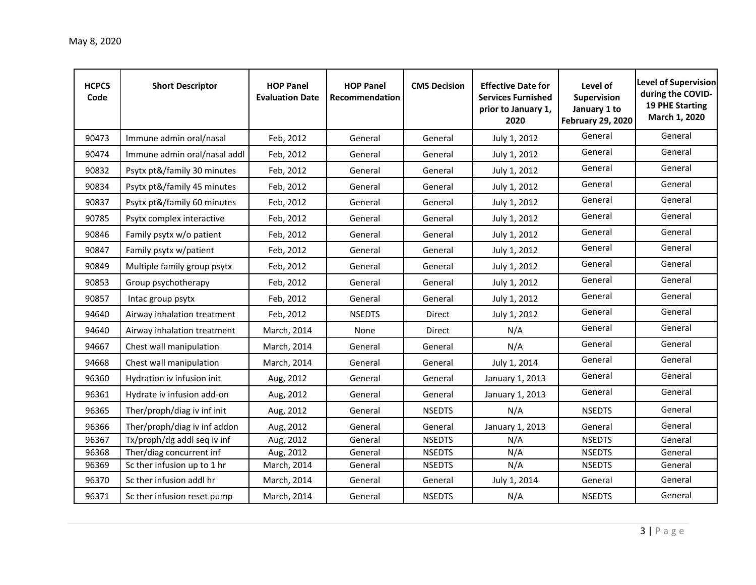May 8, 2020

| HCPCS Code | Short Descriptor | HOP Panel Evaluation Date | HOP Panel Recommendation | CMS Decision | Effective Date for Services Furnished prior to January 1, 2020 | Level of Supervision January 1 to February 29, 2020 | Level of Supervision during the COVID-19 PHE Starting March 1, 2020 |
|---|---|---|---|---|---|---|---|
| 90473 | Immune admin oral/nasal | Feb, 2012 | General | General | July 1, 2012 | General | General |
| 90474 | Immune admin oral/nasal addl | Feb, 2012 | General | General | July 1, 2012 | General | General |
| 90832 | Psytx pt&/family 30 minutes | Feb, 2012 | General | General | July 1, 2012 | General | General |
| 90834 | Psytx pt&/family 45 minutes | Feb, 2012 | General | General | July 1, 2012 | General | General |
| 90837 | Psytx pt&/family 60 minutes | Feb, 2012 | General | General | July 1, 2012 | General | General |
| 90785 | Psytx complex interactive | Feb, 2012 | General | General | July 1, 2012 | General | General |
| 90846 | Family psytx w/o patient | Feb, 2012 | General | General | July 1, 2012 | General | General |
| 90847 | Family psytx w/patient | Feb, 2012 | General | General | July 1, 2012 | General | General |
| 90849 | Multiple family group psytx | Feb, 2012 | General | General | July 1, 2012 | General | General |
| 90853 | Group psychotherapy | Feb, 2012 | General | General | July 1, 2012 | General | General |
| 90857 | Intac group psytx | Feb, 2012 | General | General | July 1, 2012 | General | General |
| 94640 | Airway inhalation treatment | Feb, 2012 | NSEDTS | Direct | July 1, 2012 | General | General |
| 94640 | Airway inhalation treatment | March, 2014 | None | Direct | N/A | General | General |
| 94667 | Chest wall manipulation | March, 2014 | General | General | N/A | General | General |
| 94668 | Chest wall manipulation | March, 2014 | General | General | July 1, 2014 | General | General |
| 96360 | Hydration iv infusion init | Aug, 2012 | General | General | January 1, 2013 | General | General |
| 96361 | Hydrate iv infusion add-on | Aug, 2012 | General | General | January 1, 2013 | General | General |
| 96365 | Ther/proph/diag iv inf init | Aug, 2012 | General | NSEDTS | N/A | NSEDTS | General |
| 96366 | Ther/proph/diag iv inf addon | Aug, 2012 | General | General | January 1, 2013 | General | General |
| 96367 | Tx/proph/dg addl seq iv inf | Aug, 2012 | General | NSEDTS | N/A | NSEDTS | General |
| 96368 | Ther/diag concurrent inf | Aug, 2012 | General | NSEDTS | N/A | NSEDTS | General |
| 96369 | Sc ther infusion up to 1 hr | March, 2014 | General | NSEDTS | N/A | NSEDTS | General |
| 96370 | Sc ther infusion addl hr | March, 2014 | General | General | July 1, 2014 | General | General |
| 96371 | Sc ther infusion reset pump | March, 2014 | General | NSEDTS | N/A | NSEDTS | General |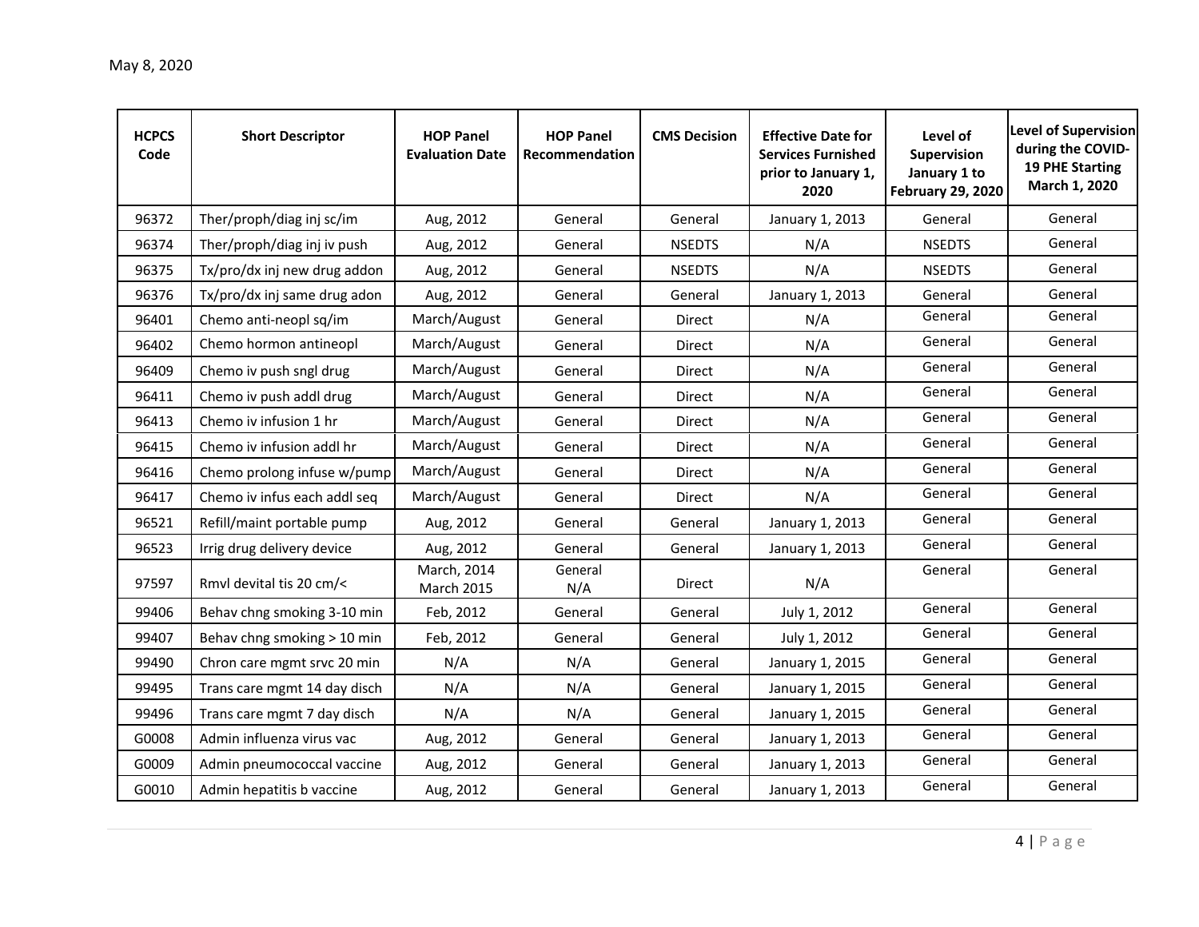| HCPCS Code | Short Descriptor | HOP Panel Evaluation Date | HOP Panel Recommendation | CMS Decision | Effective Date for Services Furnished prior to January 1, 2020 | Level of Supervision January 1 to February 29, 2020 | Level of Supervision during the COVID-19 PHE Starting March 1, 2020 |
|---|---|---|---|---|---|---|---|
| 96372 | Ther/proph/diag inj sc/im | Aug, 2012 | General | General | January 1, 2013 | General | General |
| 96374 | Ther/proph/diag inj iv push | Aug, 2012 | General | NSEDTS | N/A | NSEDTS | General |
| 96375 | Tx/pro/dx inj new drug addon | Aug, 2012 | General | NSEDTS | N/A | NSEDTS | General |
| 96376 | Tx/pro/dx inj same drug adon | Aug, 2012 | General | General | January 1, 2013 | General | General |
| 96401 | Chemo anti-neopl sq/im | March/August | General | Direct | N/A | General | General |
| 96402 | Chemo hormon antineopl | March/August | General | Direct | N/A | General | General |
| 96409 | Chemo iv push sngl drug | March/August | General | Direct | N/A | General | General |
| 96411 | Chemo iv push addl drug | March/August | General | Direct | N/A | General | General |
| 96413 | Chemo iv infusion 1 hr | March/August | General | Direct | N/A | General | General |
| 96415 | Chemo iv infusion addl hr | March/August | General | Direct | N/A | General | General |
| 96416 | Chemo prolong infuse w/pump | March/August | General | Direct | N/A | General | General |
| 96417 | Chemo iv infus each addl seq | March/August | General | Direct | N/A | General | General |
| 96521 | Refill/maint portable pump | Aug, 2012 | General | General | January 1, 2013 | General | General |
| 96523 | Irrig drug delivery device | Aug, 2012 | General | General | January 1, 2013 | General | General |
| 97597 | Rmvl devital tis 20 cm/< | March, 2014<br>March 2015 | General<br>N/A | Direct | N/A | General | General |
| 99406 | Behav chng smoking 3-10 min | Feb, 2012 | General | General | July 1, 2012 | General | General |
| 99407 | Behav chng smoking > 10 min | Feb, 2012 | General | General | July 1, 2012 | General | General |
| 99490 | Chron care mgmt srvc 20 min | N/A | N/A | General | January 1, 2015 | General | General |
| 99495 | Trans care mgmt 14 day disch | N/A | N/A | General | January 1, 2015 | General | General |
| 99496 | Trans care mgmt 7 day disch | N/A | N/A | General | January 1, 2015 | General | General |
| G0008 | Admin influenza virus vac | Aug, 2012 | General | General | January 1, 2013 | General | General |
| G0009 | Admin pneumococcal vaccine | Aug, 2012 | General | General | January 1, 2013 | General | General |
| G0010 | Admin hepatitis b vaccine | Aug, 2012 | General | General | January 1, 2013 | General | General |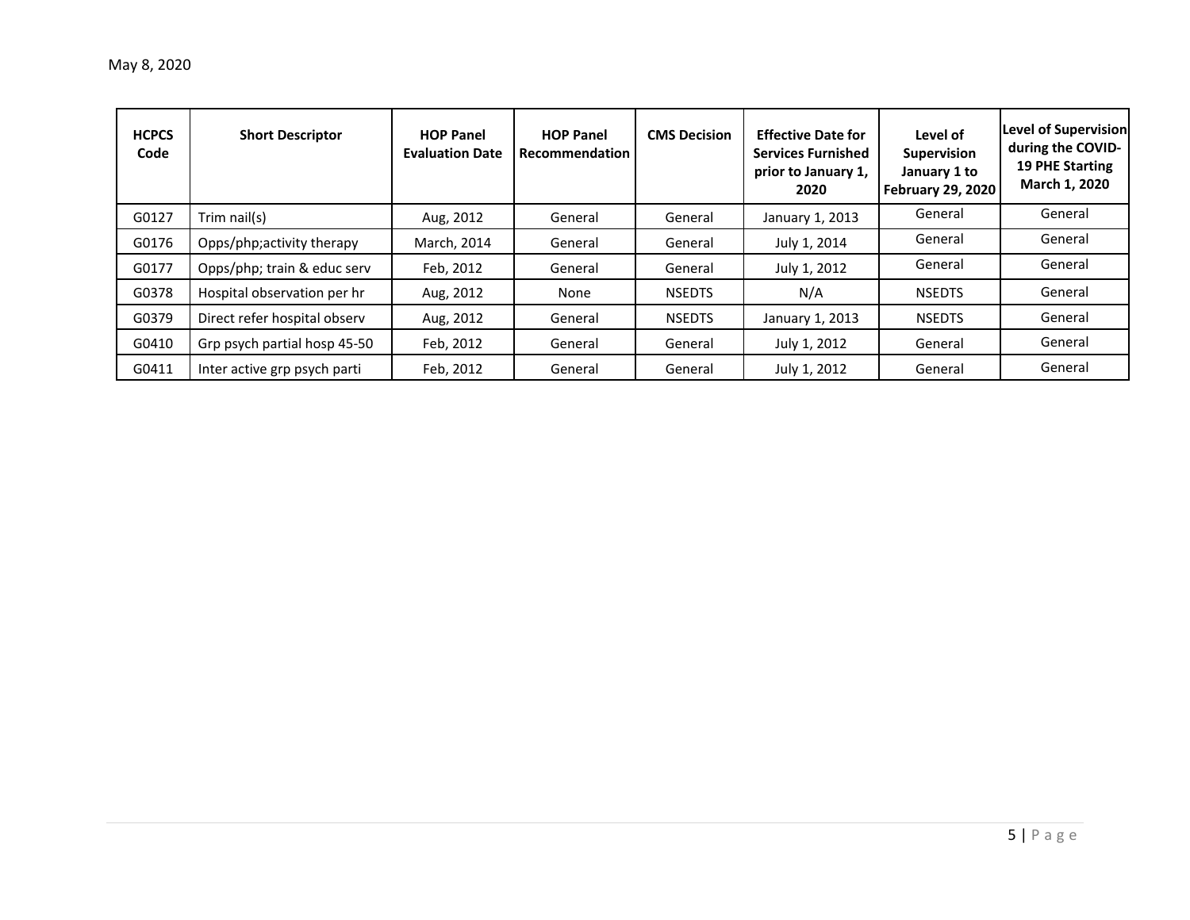| HCPCS Code | Short Descriptor | HOP Panel Evaluation Date | HOP Panel Recommendation | CMS Decision | Effective Date for Services Furnished prior to January 1, 2020 | Level of Supervision January 1 to February 29, 2020 | Level of Supervision during the COVID-19 PHE Starting March 1, 2020 |
|---|---|---|---|---|---|---|---|
| G0127 | Trim nail(s) | Aug, 2012 | General | General | January 1, 2013 | General | General |
| G0176 | Opps/php;activity therapy | March, 2014 | General | General | July 1, 2014 | General | General |
| G0177 | Opps/php; train & educ serv | Feb, 2012 | General | General | July 1, 2012 | General | General |
| G0378 | Hospital observation per hr | Aug, 2012 | None | NSEDTS | N/A | NSEDTS | General |
| G0379 | Direct refer hospital observ | Aug, 2012 | General | NSEDTS | January 1, 2013 | NSEDTS | General |
| G0410 | Grp psych partial hosp 45-50 | Feb, 2012 | General | General | July 1, 2012 | General | General |
| G0411 | Inter active grp psych parti | Feb, 2012 | General | General | July 1, 2012 | General | General |